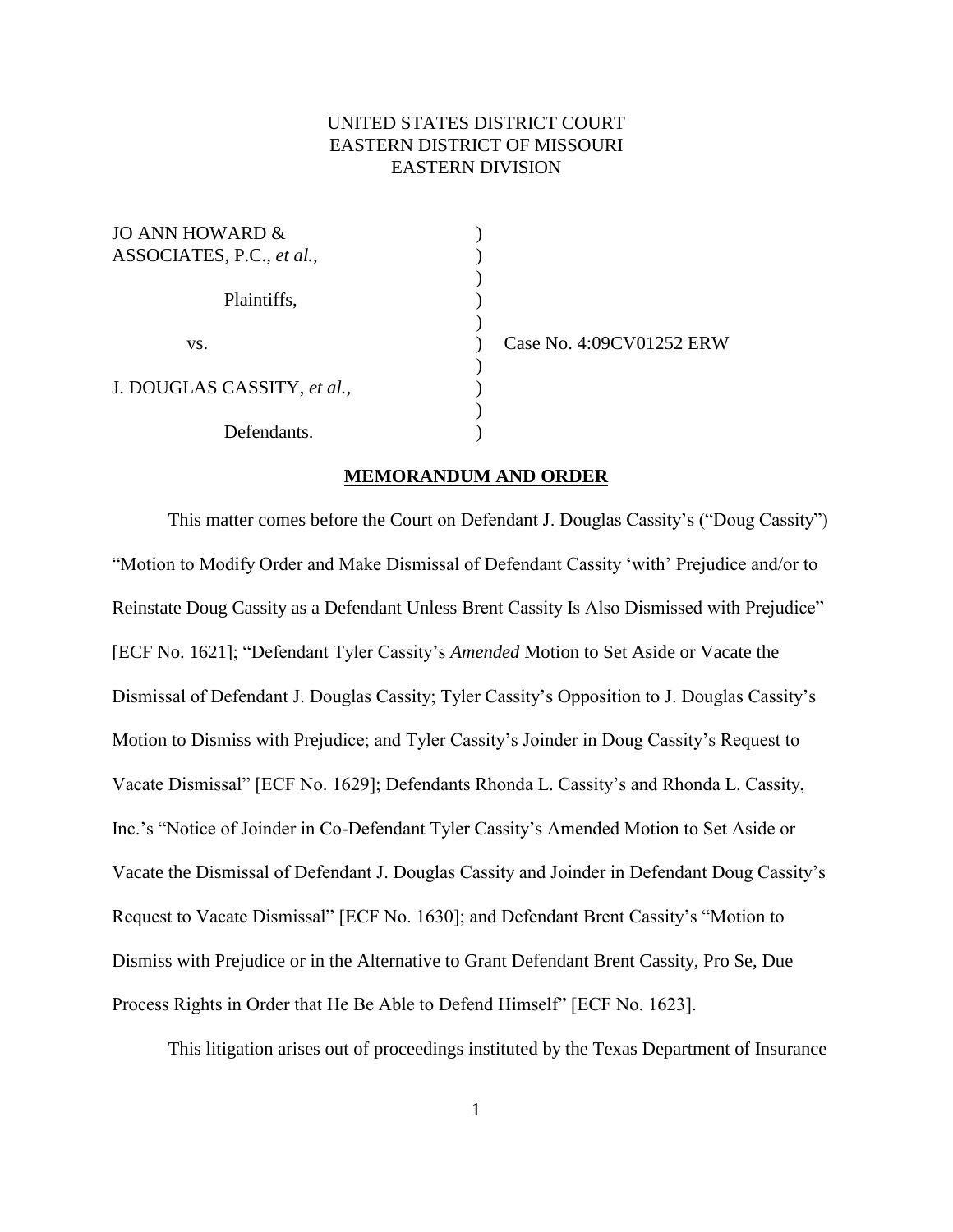UNITED STATES DISTRICT COURT
EASTERN DISTRICT OF MISSOURI
EASTERN DIVISION

| | | |
|---|---|---|
| JO ANN HOWARD & ASSOCIATES, P.C., *et al.*, | ) | |
| Plaintiffs, | ) | |
| vs. | ) | Case No. 4:09CV01252 ERW |
| J. DOUGLAS CASSITY, *et al.*, | ) | |
| Defendants. | ) | |

## **MEMORANDUM AND ORDER**

This matter comes before the Court on Defendant J. Douglas Cassity's ("Doug Cassity") "Motion to Modify Order and Make Dismissal of Defendant Cassity 'with' Prejudice and/or to Reinstate Doug Cassity as a Defendant Unless Brent Cassity Is Also Dismissed with Prejudice" [ECF No. 1621]; "Defendant Tyler Cassity's *Amended* Motion to Set Aside or Vacate the Dismissal of Defendant J. Douglas Cassity; Tyler Cassity's Opposition to J. Douglas Cassity's Motion to Dismiss with Prejudice; and Tyler Cassity's Joinder in Doug Cassity's Request to Vacate Dismissal" [ECF No. 1629]; Defendants Rhonda L. Cassity's and Rhonda L. Cassity, Inc.'s "Notice of Joinder in Co-Defendant Tyler Cassity's Amended Motion to Set Aside or Vacate the Dismissal of Defendant J. Douglas Cassity and Joinder in Defendant Doug Cassity's Request to Vacate Dismissal" [ECF No. 1630]; and Defendant Brent Cassity's "Motion to Dismiss with Prejudice or in the Alternative to Grant Defendant Brent Cassity, Pro Se, Due Process Rights in Order that He Be Able to Defend Himself" [ECF No. 1623].

This litigation arises out of proceedings instituted by the Texas Department of Insurance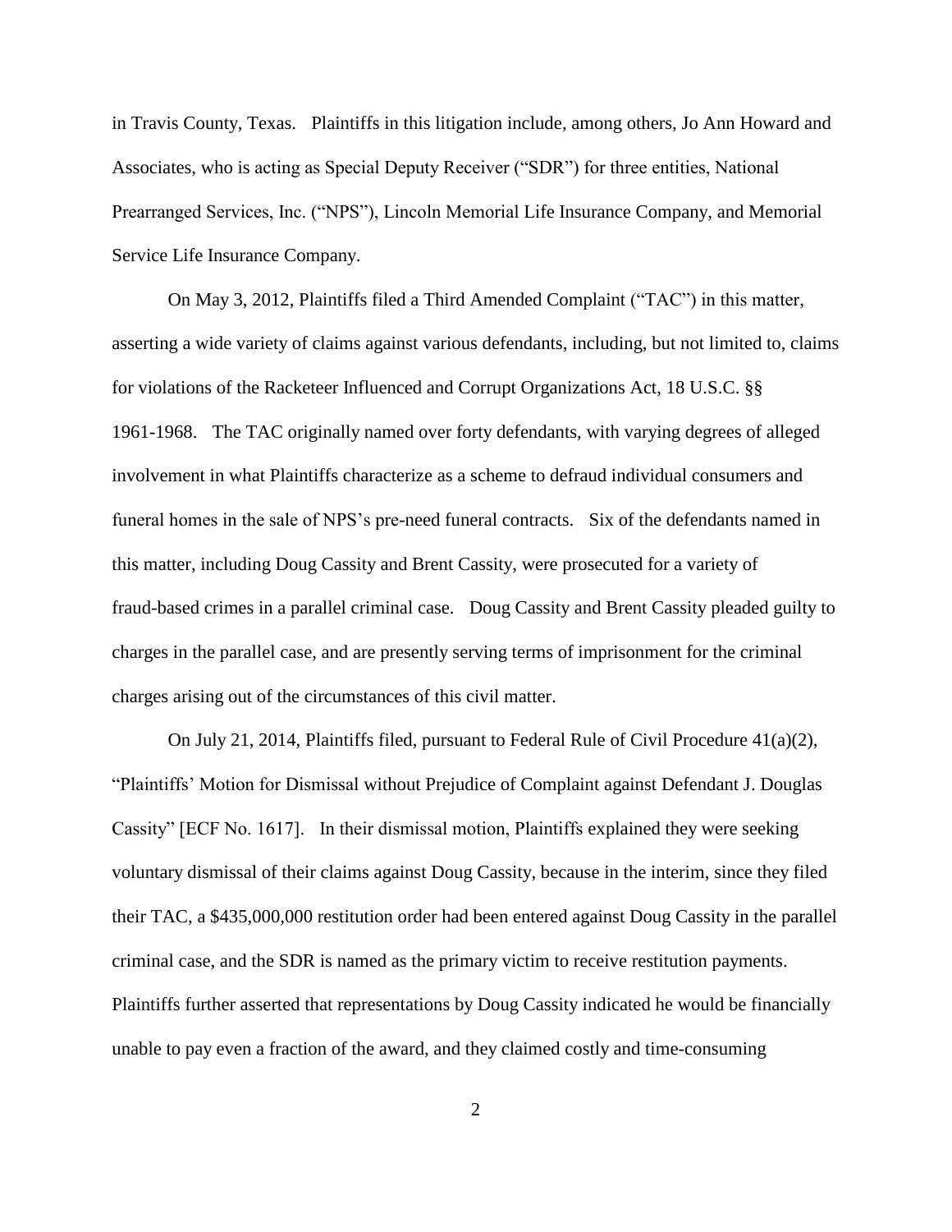in Travis County, Texas. Plaintiffs in this litigation include, among others, Jo Ann Howard and Associates, who is acting as Special Deputy Receiver ("SDR") for three entities, National Prearranged Services, Inc. ("NPS"), Lincoln Memorial Life Insurance Company, and Memorial Service Life Insurance Company.

On May 3, 2012, Plaintiffs filed a Third Amended Complaint ("TAC") in this matter, asserting a wide variety of claims against various defendants, including, but not limited to, claims for violations of the Racketeer Influenced and Corrupt Organizations Act, 18 U.S.C. §§ 1961-1968. The TAC originally named over forty defendants, with varying degrees of alleged involvement in what Plaintiffs characterize as a scheme to defraud individual consumers and funeral homes in the sale of NPS's pre-need funeral contracts. Six of the defendants named in this matter, including Doug Cassity and Brent Cassity, were prosecuted for a variety of fraud-based crimes in a parallel criminal case. Doug Cassity and Brent Cassity pleaded guilty to charges in the parallel case, and are presently serving terms of imprisonment for the criminal charges arising out of the circumstances of this civil matter.

On July 21, 2014, Plaintiffs filed, pursuant to Federal Rule of Civil Procedure 41(a)(2), "Plaintiffs' Motion for Dismissal without Prejudice of Complaint against Defendant J. Douglas Cassity" [ECF No. 1617]. In their dismissal motion, Plaintiffs explained they were seeking voluntary dismissal of their claims against Doug Cassity, because in the interim, since they filed their TAC, a $435,000,000 restitution order had been entered against Doug Cassity in the parallel criminal case, and the SDR is named as the primary victim to receive restitution payments. Plaintiffs further asserted that representations by Doug Cassity indicated he would be financially unable to pay even a fraction of the award, and they claimed costly and time-consuming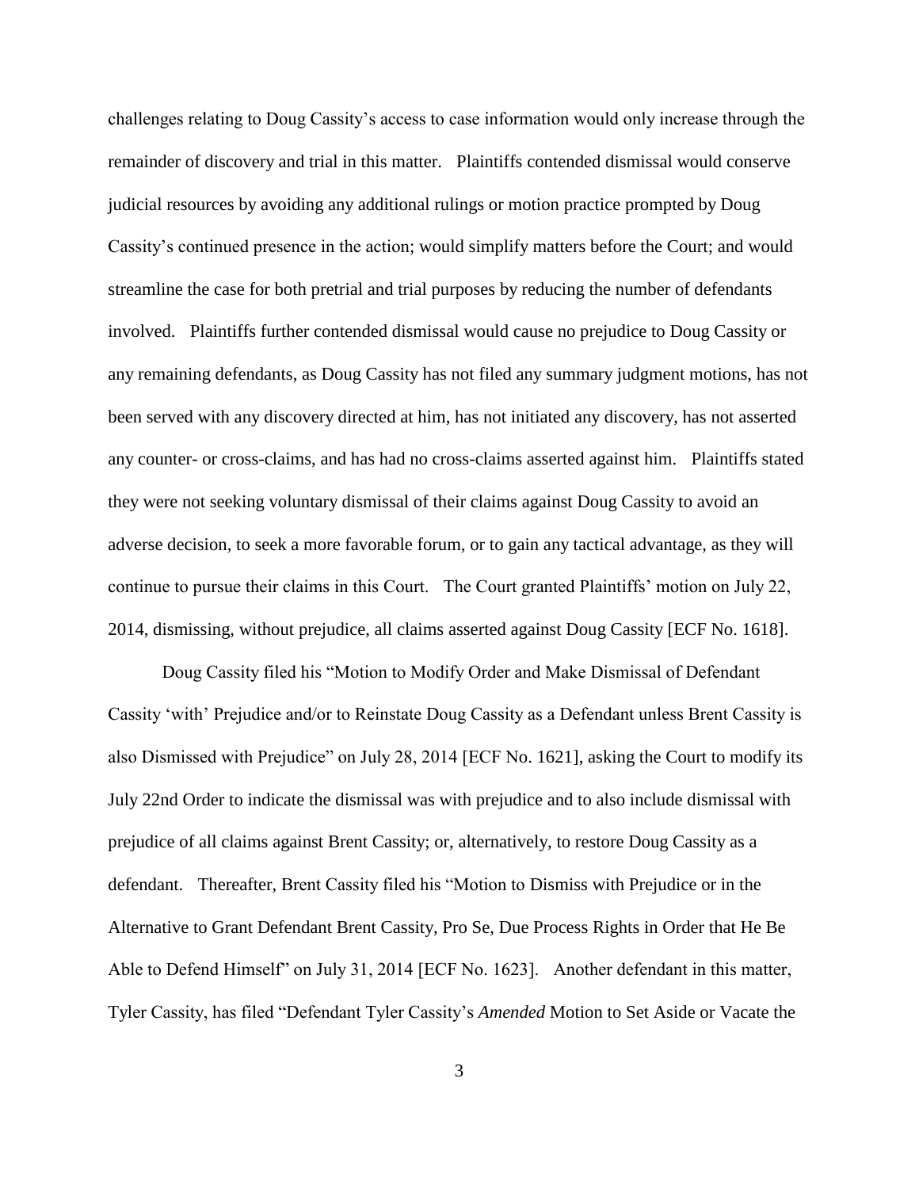challenges relating to Doug Cassity's access to case information would only increase through the remainder of discovery and trial in this matter. Plaintiffs contended dismissal would conserve judicial resources by avoiding any additional rulings or motion practice prompted by Doug Cassity's continued presence in the action; would simplify matters before the Court; and would streamline the case for both pretrial and trial purposes by reducing the number of defendants involved. Plaintiffs further contended dismissal would cause no prejudice to Doug Cassity or any remaining defendants, as Doug Cassity has not filed any summary judgment motions, has not been served with any discovery directed at him, has not initiated any discovery, has not asserted any counter- or cross-claims, and has had no cross-claims asserted against him. Plaintiffs stated they were not seeking voluntary dismissal of their claims against Doug Cassity to avoid an adverse decision, to seek a more favorable forum, or to gain any tactical advantage, as they will continue to pursue their claims in this Court. The Court granted Plaintiffs' motion on July 22, 2014, dismissing, without prejudice, all claims asserted against Doug Cassity [ECF No. 1618].

Doug Cassity filed his "Motion to Modify Order and Make Dismissal of Defendant Cassity 'with' Prejudice and/or to Reinstate Doug Cassity as a Defendant unless Brent Cassity is also Dismissed with Prejudice" on July 28, 2014 [ECF No. 1621], asking the Court to modify its July 22nd Order to indicate the dismissal was with prejudice and to also include dismissal with prejudice of all claims against Brent Cassity; or, alternatively, to restore Doug Cassity as a defendant. Thereafter, Brent Cassity filed his "Motion to Dismiss with Prejudice or in the Alternative to Grant Defendant Brent Cassity, Pro Se, Due Process Rights in Order that He Be Able to Defend Himself" on July 31, 2014 [ECF No. 1623]. Another defendant in this matter, Tyler Cassity, has filed "Defendant Tyler Cassity's *Amended* Motion to Set Aside or Vacate the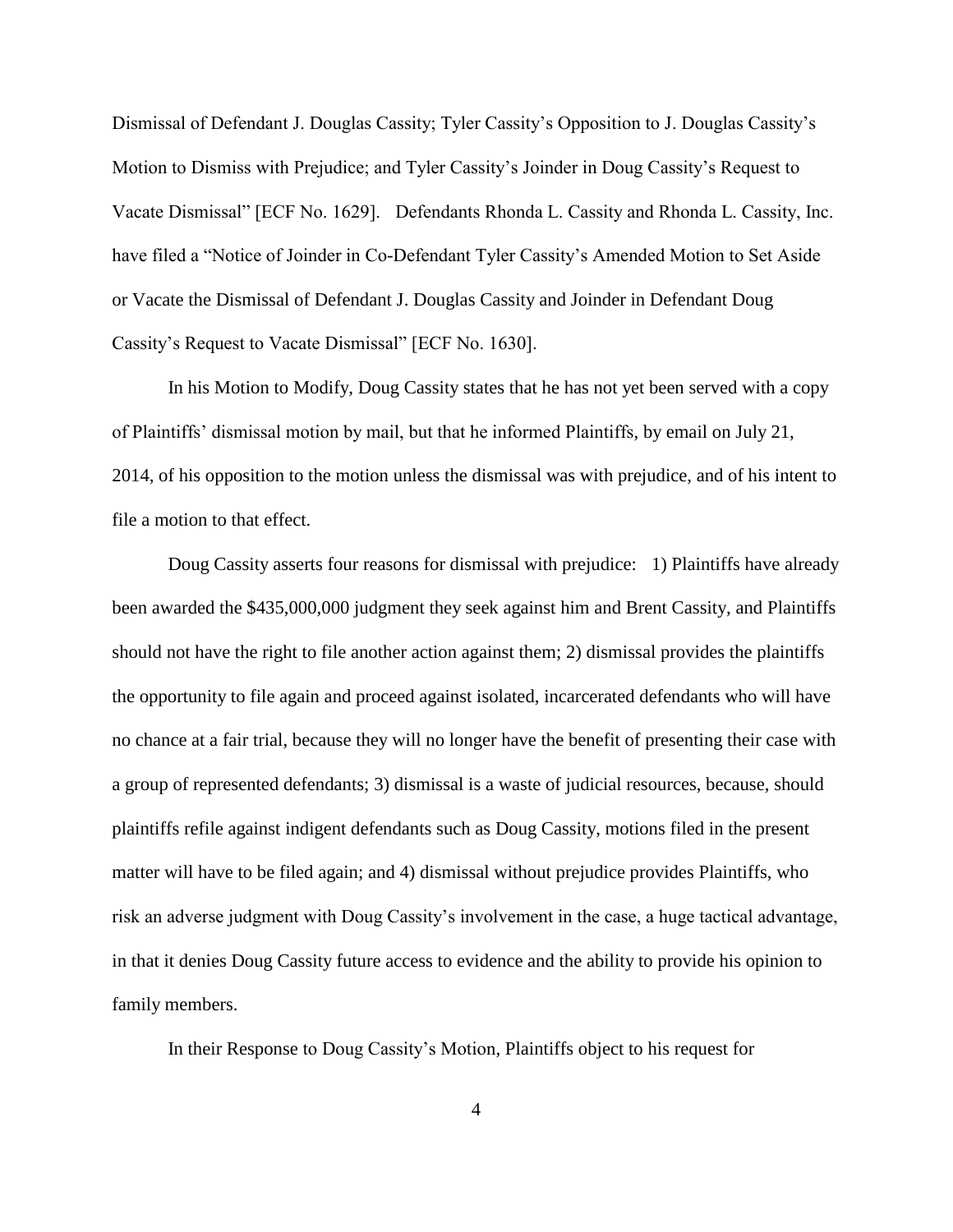Dismissal of Defendant J. Douglas Cassity; Tyler Cassity's Opposition to J. Douglas Cassity's Motion to Dismiss with Prejudice; and Tyler Cassity's Joinder in Doug Cassity's Request to Vacate Dismissal" [ECF No. 1629]. Defendants Rhonda L. Cassity and Rhonda L. Cassity, Inc. have filed a "Notice of Joinder in Co-Defendant Tyler Cassity's Amended Motion to Set Aside or Vacate the Dismissal of Defendant J. Douglas Cassity and Joinder in Defendant Doug Cassity's Request to Vacate Dismissal" [ECF No. 1630].

In his Motion to Modify, Doug Cassity states that he has not yet been served with a copy of Plaintiffs' dismissal motion by mail, but that he informed Plaintiffs, by email on July 21, 2014, of his opposition to the motion unless the dismissal was with prejudice, and of his intent to file a motion to that effect.

Doug Cassity asserts four reasons for dismissal with prejudice: 1) Plaintiffs have already been awarded the $435,000,000 judgment they seek against him and Brent Cassity, and Plaintiffs should not have the right to file another action against them; 2) dismissal provides the plaintiffs the opportunity to file again and proceed against isolated, incarcerated defendants who will have no chance at a fair trial, because they will no longer have the benefit of presenting their case with a group of represented defendants; 3) dismissal is a waste of judicial resources, because, should plaintiffs refile against indigent defendants such as Doug Cassity, motions filed in the present matter will have to be filed again; and 4) dismissal without prejudice provides Plaintiffs, who risk an adverse judgment with Doug Cassity's involvement in the case, a huge tactical advantage, in that it denies Doug Cassity future access to evidence and the ability to provide his opinion to family members.

In their Response to Doug Cassity's Motion, Plaintiffs object to his request for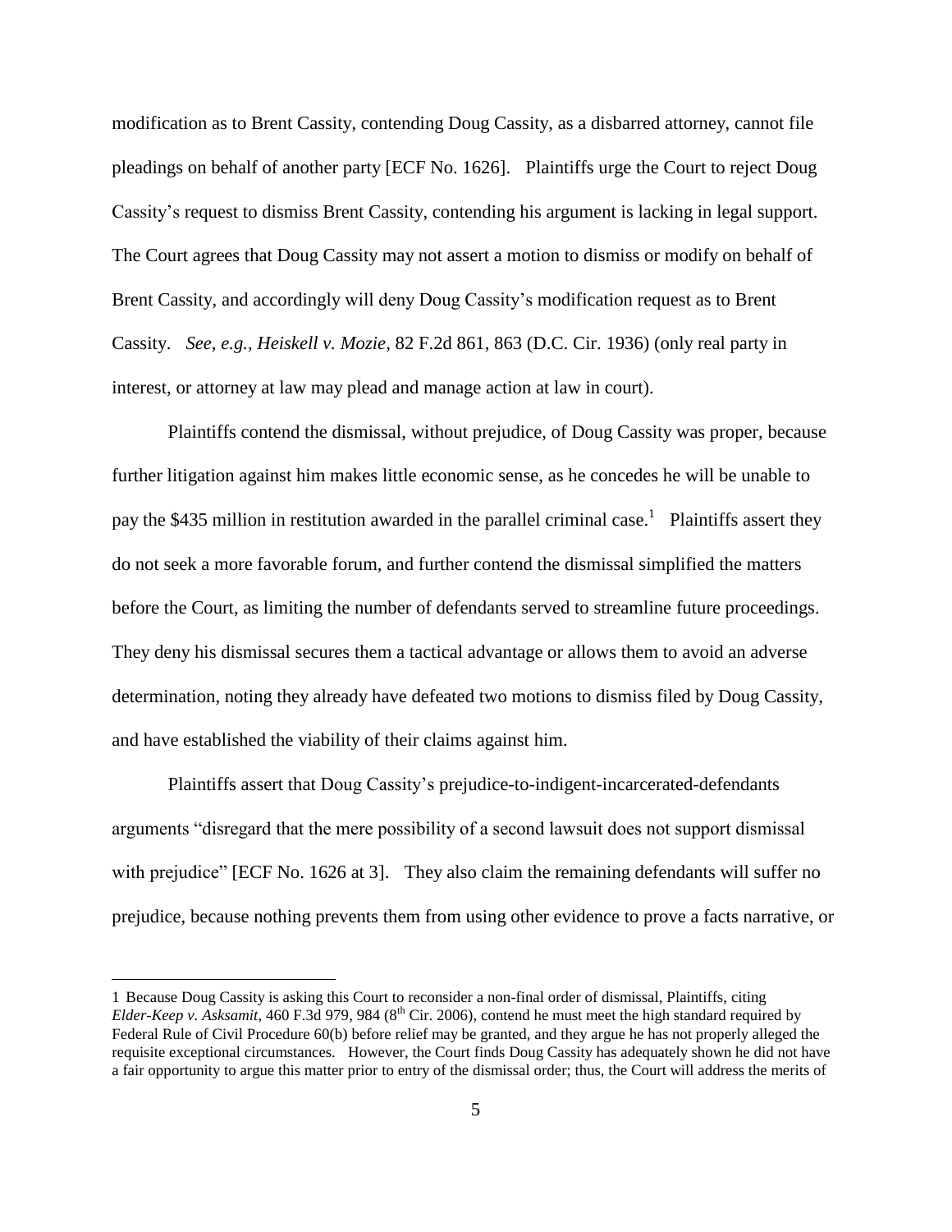modification as to Brent Cassity, contending Doug Cassity, as a disbarred attorney, cannot file pleadings on behalf of another party [ECF No. 1626]. Plaintiffs urge the Court to reject Doug Cassity's request to dismiss Brent Cassity, contending his argument is lacking in legal support. The Court agrees that Doug Cassity may not assert a motion to dismiss or modify on behalf of Brent Cassity, and accordingly will deny Doug Cassity's modification request as to Brent Cassity. *See, e.g., Heiskell v. Mozie*, 82 F.2d 861, 863 (D.C. Cir. 1936) (only real party in interest, or attorney at law may plead and manage action at law in court).

Plaintiffs contend the dismissal, without prejudice, of Doug Cassity was proper, because further litigation against him makes little economic sense, as he concedes he will be unable to pay the $435 million in restitution awarded in the parallel criminal case.[1] Plaintiffs assert they do not seek a more favorable forum, and further contend the dismissal simplified the matters before the Court, as limiting the number of defendants served to streamline future proceedings. They deny his dismissal secures them a tactical advantage or allows them to avoid an adverse determination, noting they already have defeated two motions to dismiss filed by Doug Cassity, and have established the viability of their claims against him.

Plaintiffs assert that Doug Cassity's prejudice-to-indigent-incarcerated-defendants arguments "disregard that the mere possibility of a second lawsuit does not support dismissal with prejudice" [ECF No. 1626 at 3]. They also claim the remaining defendants will suffer no prejudice, because nothing prevents them from using other evidence to prove a facts narrative, or

---

1 Because Doug Cassity is asking this Court to reconsider a non-final order of dismissal, Plaintiffs, citing *Elder-Keep v. Asksamit*, 460 F.3d 979, 984 (8th Cir. 2006), contend he must meet the high standard required by Federal Rule of Civil Procedure 60(b) before relief may be granted, and they argue he has not properly alleged the requisite exceptional circumstances. However, the Court finds Doug Cassity has adequately shown he did not have a fair opportunity to argue this matter prior to entry of the dismissal order; thus, the Court will address the merits of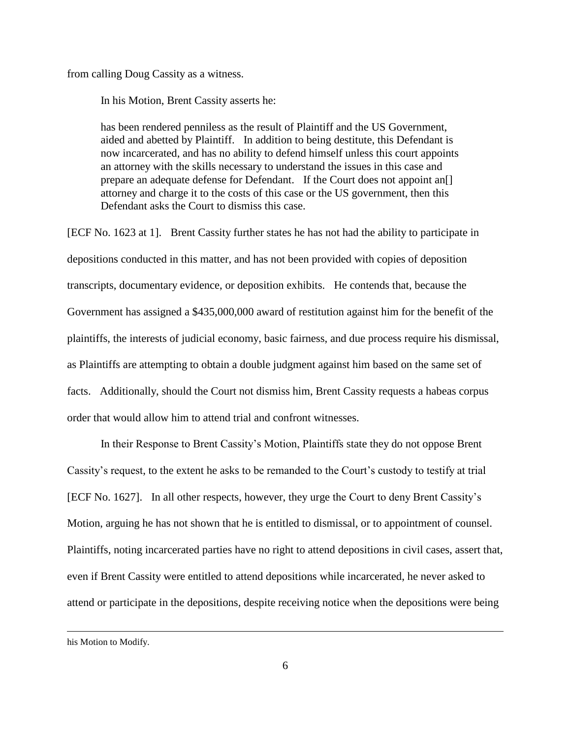from calling Doug Cassity as a witness.

In his Motion, Brent Cassity asserts he:

> has been rendered penniless as the result of Plaintiff and the US Government, aided and abetted by Plaintiff. In addition to being destitute, this Defendant is now incarcerated, and has no ability to defend himself unless this court appoints an attorney with the skills necessary to understand the issues in this case and prepare an adequate defense for Defendant. If the Court does not appoint an[] attorney and charge it to the costs of this case or the US government, then this Defendant asks the Court to dismiss this case.

[ECF No. 1623 at 1]. Brent Cassity further states he has not had the ability to participate in depositions conducted in this matter, and has not been provided with copies of deposition transcripts, documentary evidence, or deposition exhibits. He contends that, because the Government has assigned a $435,000,000 award of restitution against him for the benefit of the plaintiffs, the interests of judicial economy, basic fairness, and due process require his dismissal, as Plaintiffs are attempting to obtain a double judgment against him based on the same set of facts. Additionally, should the Court not dismiss him, Brent Cassity requests a habeas corpus order that would allow him to attend trial and confront witnesses.

In their Response to Brent Cassity's Motion, Plaintiffs state they do not oppose Brent Cassity's request, to the extent he asks to be remanded to the Court's custody to testify at trial [ECF No. 1627]. In all other respects, however, they urge the Court to deny Brent Cassity's Motion, arguing he has not shown that he is entitled to dismissal, or to appointment of counsel. Plaintiffs, noting incarcerated parties have no right to attend depositions in civil cases, assert that, even if Brent Cassity were entitled to attend depositions while incarcerated, he never asked to attend or participate in the depositions, despite receiving notice when the depositions were being

---

his Motion to Modify.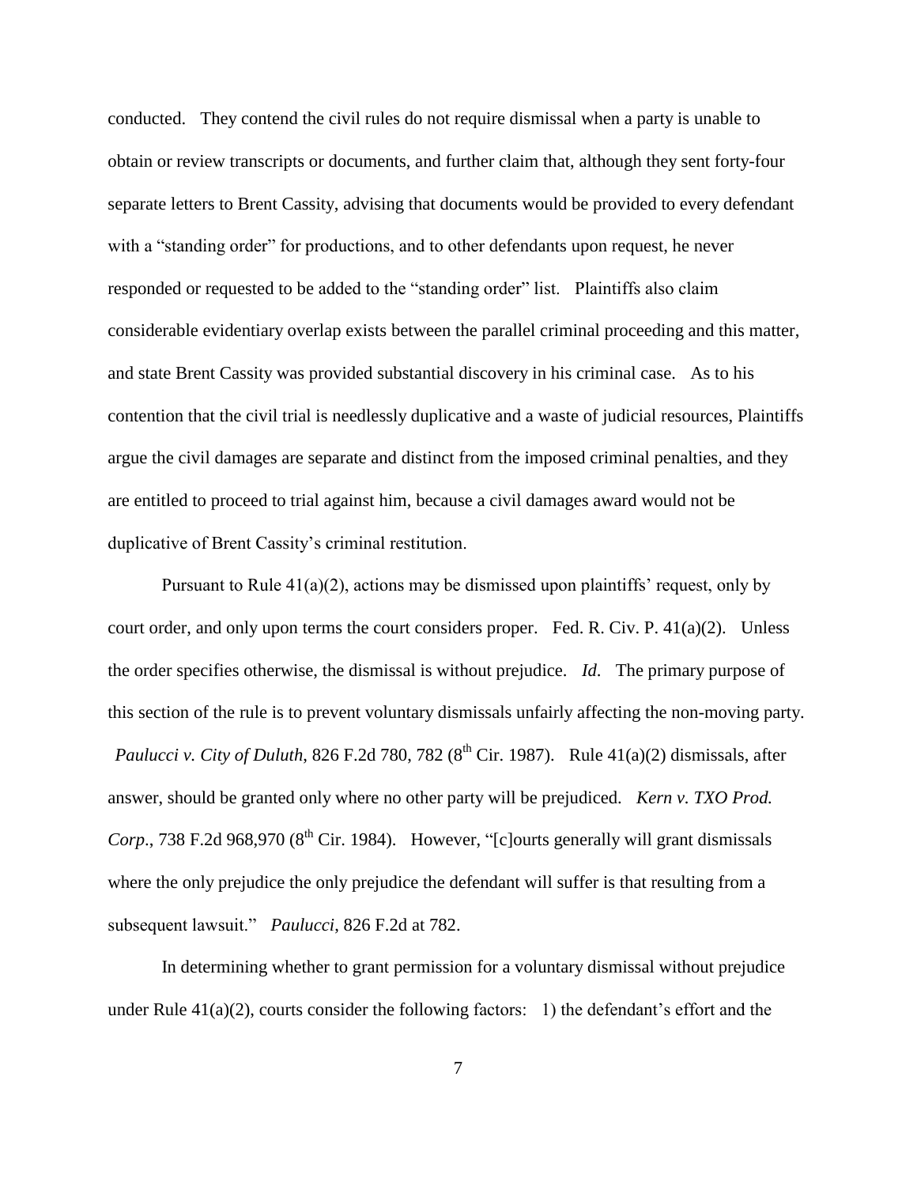conducted. They contend the civil rules do not require dismissal when a party is unable to obtain or review transcripts or documents, and further claim that, although they sent forty-four separate letters to Brent Cassity, advising that documents would be provided to every defendant with a "standing order" for productions, and to other defendants upon request, he never responded or requested to be added to the "standing order" list. Plaintiffs also claim considerable evidentiary overlap exists between the parallel criminal proceeding and this matter, and state Brent Cassity was provided substantial discovery in his criminal case. As to his contention that the civil trial is needlessly duplicative and a waste of judicial resources, Plaintiffs argue the civil damages are separate and distinct from the imposed criminal penalties, and they are entitled to proceed to trial against him, because a civil damages award would not be duplicative of Brent Cassity's criminal restitution.

Pursuant to Rule 41(a)(2), actions may be dismissed upon plaintiffs' request, only by court order, and only upon terms the court considers proper. Fed. R. Civ. P. 41(a)(2). Unless the order specifies otherwise, the dismissal is without prejudice. *Id*. The primary purpose of this section of the rule is to prevent voluntary dismissals unfairly affecting the non-moving party. *Paulucci v. City of Duluth*, 826 F.2d 780, 782 (8th Cir. 1987). Rule 41(a)(2) dismissals, after answer, should be granted only where no other party will be prejudiced. *Kern v. TXO Prod. Corp*., 738 F.2d 968,970 (8th Cir. 1984). However, "[c]ourts generally will grant dismissals where the only prejudice the only prejudice the defendant will suffer is that resulting from a subsequent lawsuit." *Paulucci*, 826 F.2d at 782.

In determining whether to grant permission for a voluntary dismissal without prejudice under Rule 41(a)(2), courts consider the following factors: 1) the defendant's effort and the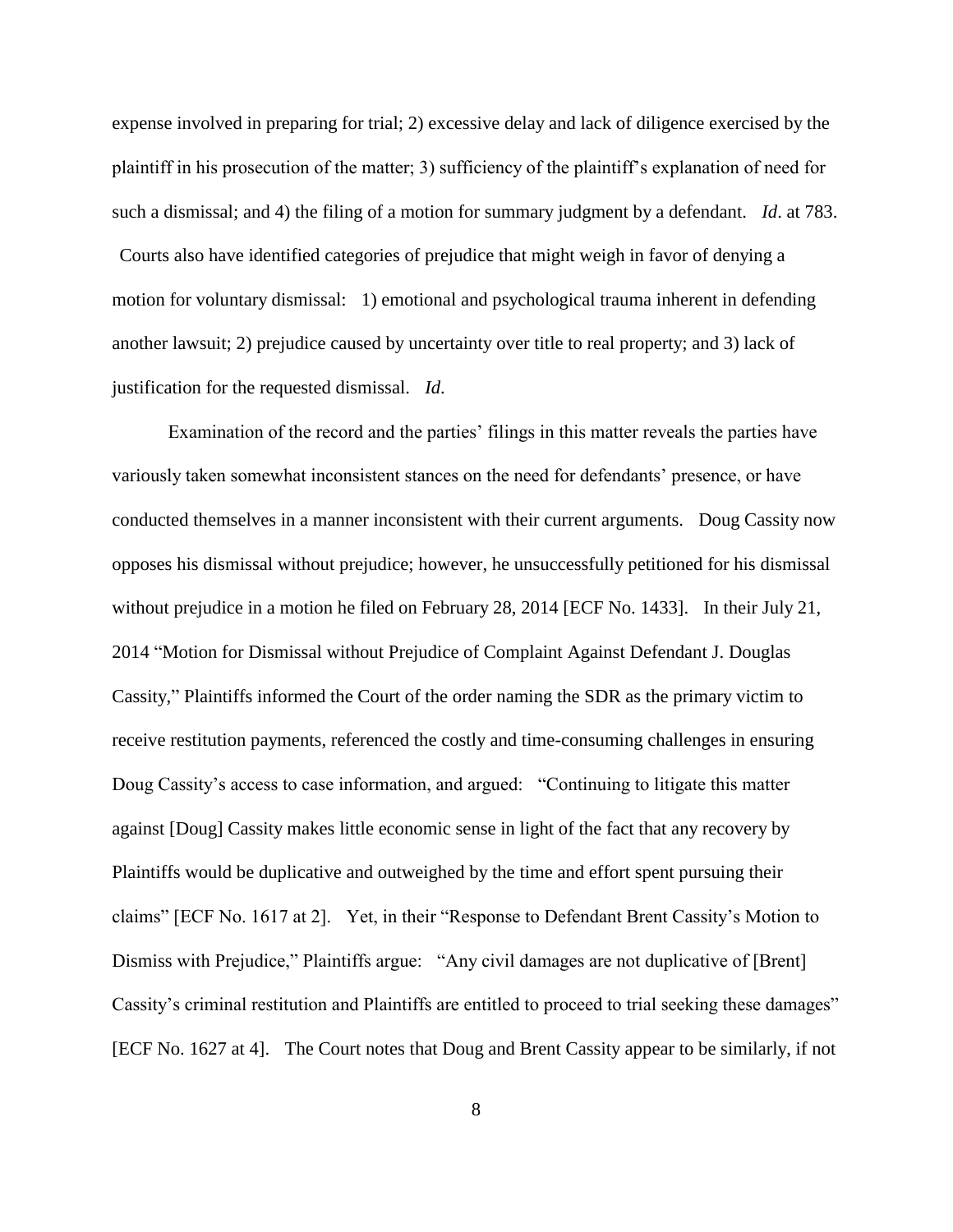expense involved in preparing for trial; 2) excessive delay and lack of diligence exercised by the plaintiff in his prosecution of the matter; 3) sufficiency of the plaintiff's explanation of need for such a dismissal; and 4) the filing of a motion for summary judgment by a defendant. *Id*. at 783. Courts also have identified categories of prejudice that might weigh in favor of denying a motion for voluntary dismissal: 1) emotional and psychological trauma inherent in defending another lawsuit; 2) prejudice caused by uncertainty over title to real property; and 3) lack of justification for the requested dismissal. *Id*.

Examination of the record and the parties' filings in this matter reveals the parties have variously taken somewhat inconsistent stances on the need for defendants' presence, or have conducted themselves in a manner inconsistent with their current arguments. Doug Cassity now opposes his dismissal without prejudice; however, he unsuccessfully petitioned for his dismissal without prejudice in a motion he filed on February 28, 2014 [ECF No. 1433]. In their July 21, 2014 "Motion for Dismissal without Prejudice of Complaint Against Defendant J. Douglas Cassity," Plaintiffs informed the Court of the order naming the SDR as the primary victim to receive restitution payments, referenced the costly and time-consuming challenges in ensuring Doug Cassity's access to case information, and argued: "Continuing to litigate this matter against [Doug] Cassity makes little economic sense in light of the fact that any recovery by Plaintiffs would be duplicative and outweighed by the time and effort spent pursuing their claims" [ECF No. 1617 at 2]. Yet, in their "Response to Defendant Brent Cassity's Motion to Dismiss with Prejudice," Plaintiffs argue: "Any civil damages are not duplicative of [Brent] Cassity's criminal restitution and Plaintiffs are entitled to proceed to trial seeking these damages" [ECF No. 1627 at 4]. The Court notes that Doug and Brent Cassity appear to be similarly, if not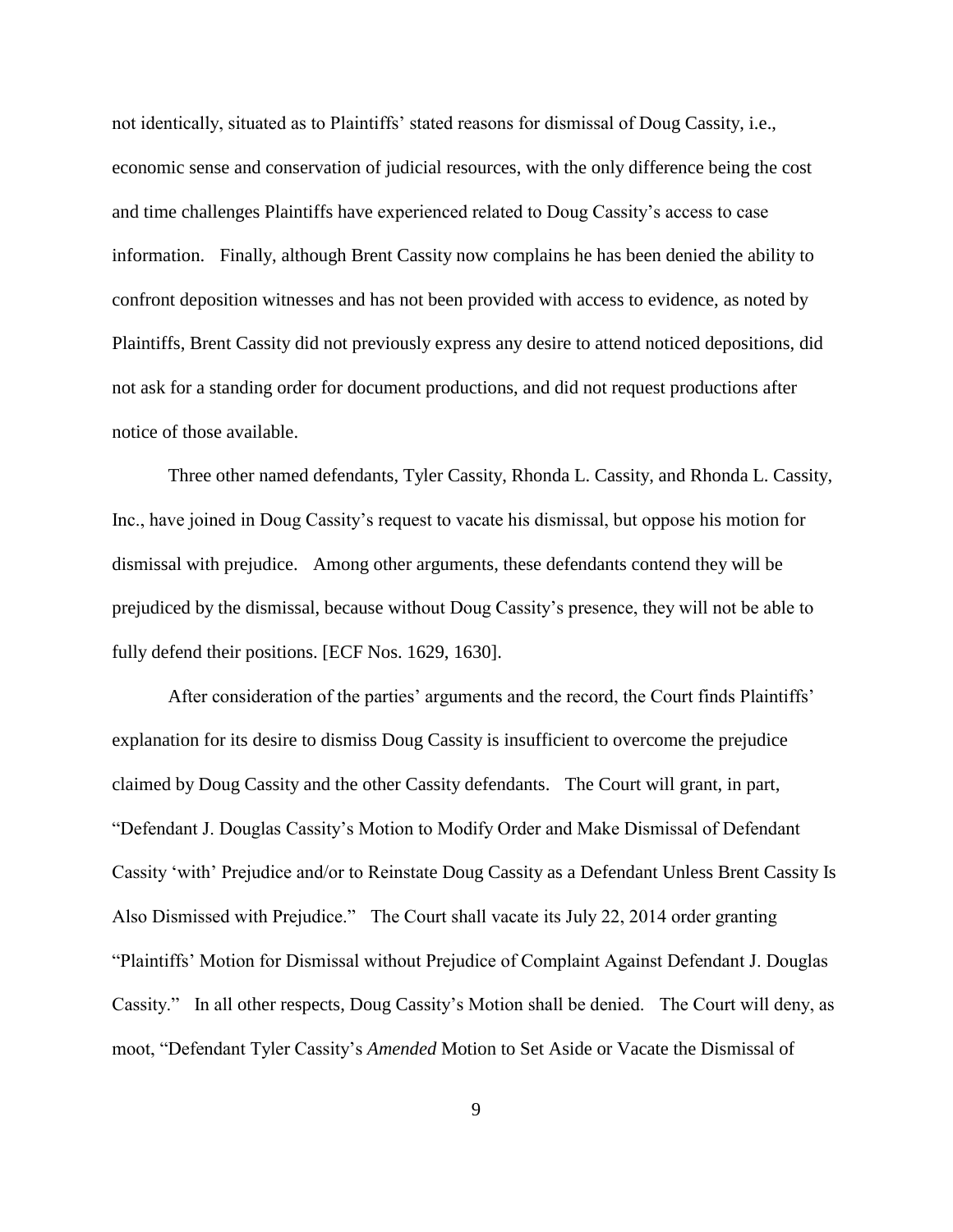not identically, situated as to Plaintiffs' stated reasons for dismissal of Doug Cassity, i.e., economic sense and conservation of judicial resources, with the only difference being the cost and time challenges Plaintiffs have experienced related to Doug Cassity's access to case information. Finally, although Brent Cassity now complains he has been denied the ability to confront deposition witnesses and has not been provided with access to evidence, as noted by Plaintiffs, Brent Cassity did not previously express any desire to attend noticed depositions, did not ask for a standing order for document productions, and did not request productions after notice of those available.

Three other named defendants, Tyler Cassity, Rhonda L. Cassity, and Rhonda L. Cassity, Inc., have joined in Doug Cassity's request to vacate his dismissal, but oppose his motion for dismissal with prejudice. Among other arguments, these defendants contend they will be prejudiced by the dismissal, because without Doug Cassity's presence, they will not be able to fully defend their positions. [ECF Nos. 1629, 1630].

After consideration of the parties' arguments and the record, the Court finds Plaintiffs' explanation for its desire to dismiss Doug Cassity is insufficient to overcome the prejudice claimed by Doug Cassity and the other Cassity defendants. The Court will grant, in part, "Defendant J. Douglas Cassity's Motion to Modify Order and Make Dismissal of Defendant Cassity 'with' Prejudice and/or to Reinstate Doug Cassity as a Defendant Unless Brent Cassity Is Also Dismissed with Prejudice." The Court shall vacate its July 22, 2014 order granting "Plaintiffs' Motion for Dismissal without Prejudice of Complaint Against Defendant J. Douglas Cassity." In all other respects, Doug Cassity's Motion shall be denied. The Court will deny, as moot, "Defendant Tyler Cassity's *Amended* Motion to Set Aside or Vacate the Dismissal of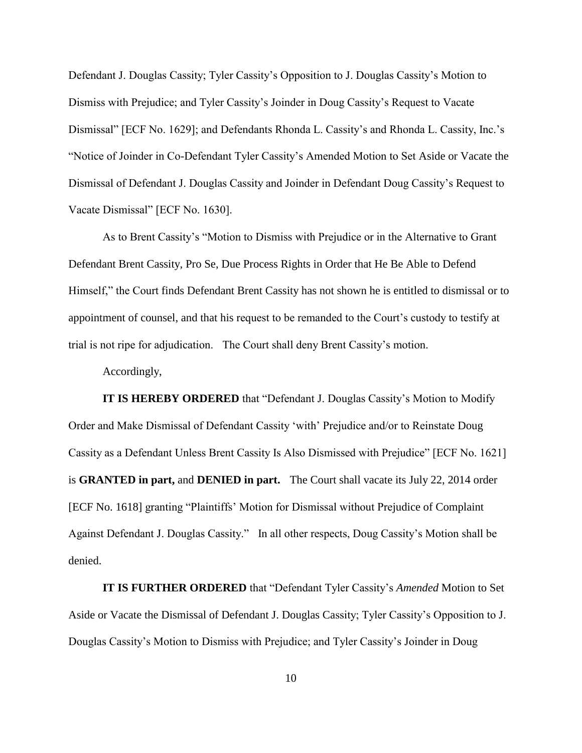Defendant J. Douglas Cassity; Tyler Cassity's Opposition to J. Douglas Cassity's Motion to Dismiss with Prejudice; and Tyler Cassity's Joinder in Doug Cassity's Request to Vacate Dismissal" [ECF No. 1629]; and Defendants Rhonda L. Cassity's and Rhonda L. Cassity, Inc.'s "Notice of Joinder in Co-Defendant Tyler Cassity's Amended Motion to Set Aside or Vacate the Dismissal of Defendant J. Douglas Cassity and Joinder in Defendant Doug Cassity's Request to Vacate Dismissal" [ECF No. 1630].

As to Brent Cassity's "Motion to Dismiss with Prejudice or in the Alternative to Grant Defendant Brent Cassity, Pro Se, Due Process Rights in Order that He Be Able to Defend Himself," the Court finds Defendant Brent Cassity has not shown he is entitled to dismissal or to appointment of counsel, and that his request to be remanded to the Court's custody to testify at trial is not ripe for adjudication. The Court shall deny Brent Cassity's motion.

Accordingly,

**IT IS HEREBY ORDERED** that "Defendant J. Douglas Cassity's Motion to Modify Order and Make Dismissal of Defendant Cassity 'with' Prejudice and/or to Reinstate Doug Cassity as a Defendant Unless Brent Cassity Is Also Dismissed with Prejudice" [ECF No. 1621] is **GRANTED in part,** and **DENIED in part.** The Court shall vacate its July 22, 2014 order [ECF No. 1618] granting "Plaintiffs' Motion for Dismissal without Prejudice of Complaint Against Defendant J. Douglas Cassity." In all other respects, Doug Cassity's Motion shall be denied.

**IT IS FURTHER ORDERED** that "Defendant Tyler Cassity's *Amended* Motion to Set Aside or Vacate the Dismissal of Defendant J. Douglas Cassity; Tyler Cassity's Opposition to J. Douglas Cassity's Motion to Dismiss with Prejudice; and Tyler Cassity's Joinder in Doug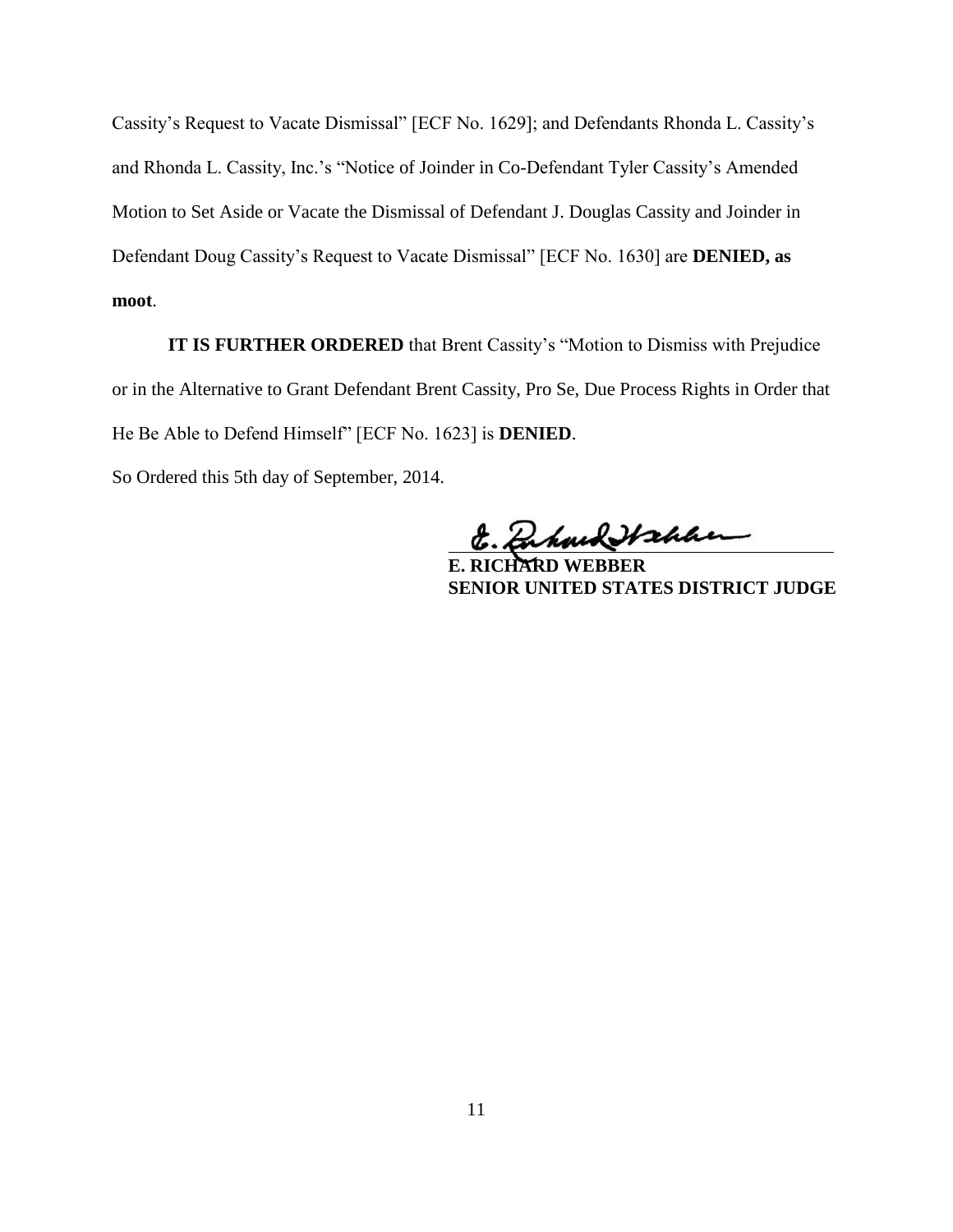Cassity's Request to Vacate Dismissal" [ECF No. 1629]; and Defendants Rhonda L. Cassity's and Rhonda L. Cassity, Inc.'s "Notice of Joinder in Co-Defendant Tyler Cassity's Amended Motion to Set Aside or Vacate the Dismissal of Defendant J. Douglas Cassity and Joinder in Defendant Doug Cassity's Request to Vacate Dismissal" [ECF No. 1630] are **DENIED, as moot**.

**IT IS FURTHER ORDERED** that Brent Cassity's "Motion to Dismiss with Prejudice or in the Alternative to Grant Defendant Brent Cassity, Pro Se, Due Process Rights in Order that He Be Able to Defend Himself" [ECF No. 1623] is **DENIED**.

So Ordered this 5th day of September, 2014.

**E. RICHARD WEBBER**
**SENIOR UNITED STATES DISTRICT JUDGE**